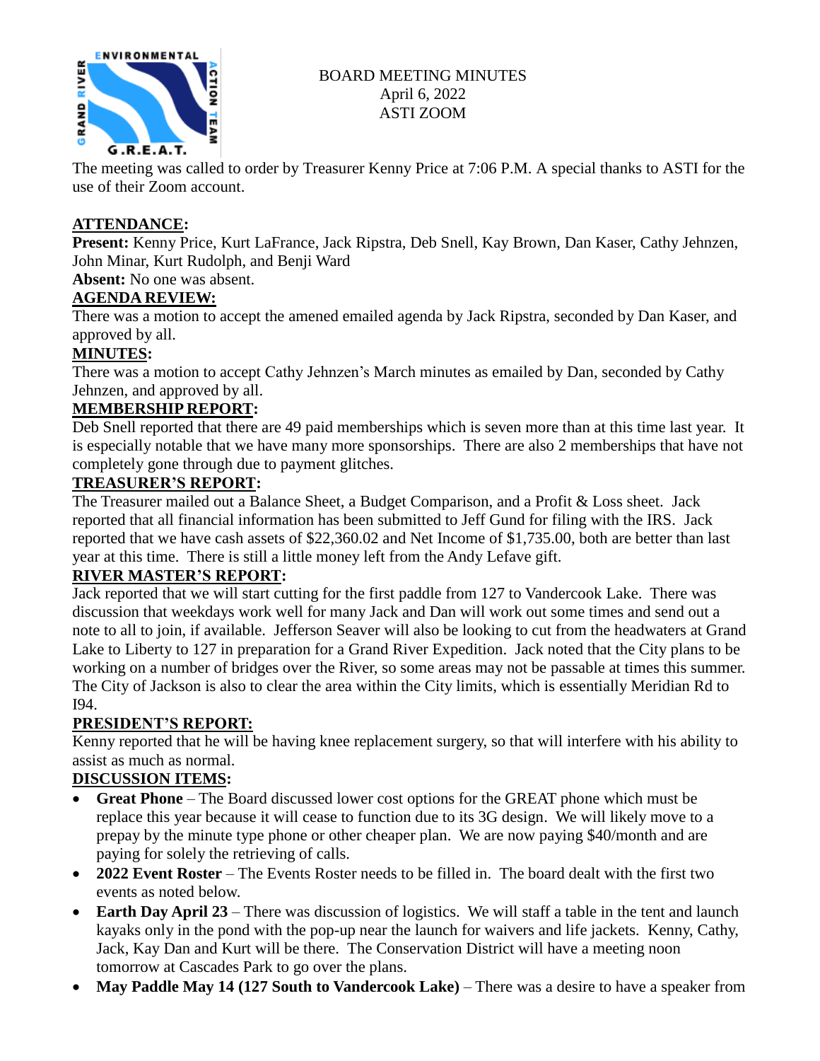BOARD MEETING MINUTES
April 6, 2022
ASTI ZOOM

The meeting was called to order by Treasurer Kenny Price at 7:06 P.M. A special thanks to ASTI for the use of their Zoom account.

## ATTENDANCE:

**Present:** Kenny Price, Kurt LaFrance, Jack Ripstra, Deb Snell, Kay Brown, Dan Kaser, Cathy Jehnzen, John Minar, Kurt Rudolph, and Benji Ward

**Absent:** No one was absent.

## AGENDA REVIEW:

There was a motion to accept the amened emailed agenda by Jack Ripstra, seconded by Dan Kaser, and approved by all.

## MINUTES:

There was a motion to accept Cathy Jehnzen's March minutes as emailed by Dan, seconded by Cathy Jehnzen, and approved by all.

## MEMBERSHIP REPORT:

Deb Snell reported that there are 49 paid memberships which is seven more than at this time last year. It is especially notable that we have many more sponsorships. There are also 2 memberships that have not completely gone through due to payment glitches.

## TREASURER'S REPORT:

The Treasurer mailed out a Balance Sheet, a Budget Comparison, and a Profit & Loss sheet. Jack reported that all financial information has been submitted to Jeff Gund for filing with the IRS. Jack reported that we have cash assets of $22,360.02 and Net Income of $1,735.00, both are better than last year at this time. There is still a little money left from the Andy Lefave gift.

## RIVER MASTER'S REPORT:

Jack reported that we will start cutting for the first paddle from 127 to Vandercook Lake. There was discussion that weekdays work well for many Jack and Dan will work out some times and send out a note to all to join, if available. Jefferson Seaver will also be looking to cut from the headwaters at Grand Lake to Liberty to 127 in preparation for a Grand River Expedition. Jack noted that the City plans to be working on a number of bridges over the River, so some areas may not be passable at times this summer. The City of Jackson is also to clear the area within the City limits, which is essentially Meridian Rd to I94.

## PRESIDENT'S REPORT:

Kenny reported that he will be having knee replacement surgery, so that will interfere with his ability to assist as much as normal.

## DISCUSSION ITEMS:

- **Great Phone** – The Board discussed lower cost options for the GREAT phone which must be replace this year because it will cease to function due to its 3G design. We will likely move to a prepay by the minute type phone or other cheaper plan. We are now paying $40/month and are paying for solely the retrieving of calls.
- **2022 Event Roster** – The Events Roster needs to be filled in. The board dealt with the first two events as noted below.
- **Earth Day April 23** – There was discussion of logistics. We will staff a table in the tent and launch kayaks only in the pond with the pop-up near the launch for waivers and life jackets. Kenny, Cathy, Jack, Kay Dan and Kurt will be there. The Conservation District will have a meeting noon tomorrow at Cascades Park to go over the plans.
- **May Paddle May 14 (127 South to Vandercook Lake)** – There was a desire to have a speaker from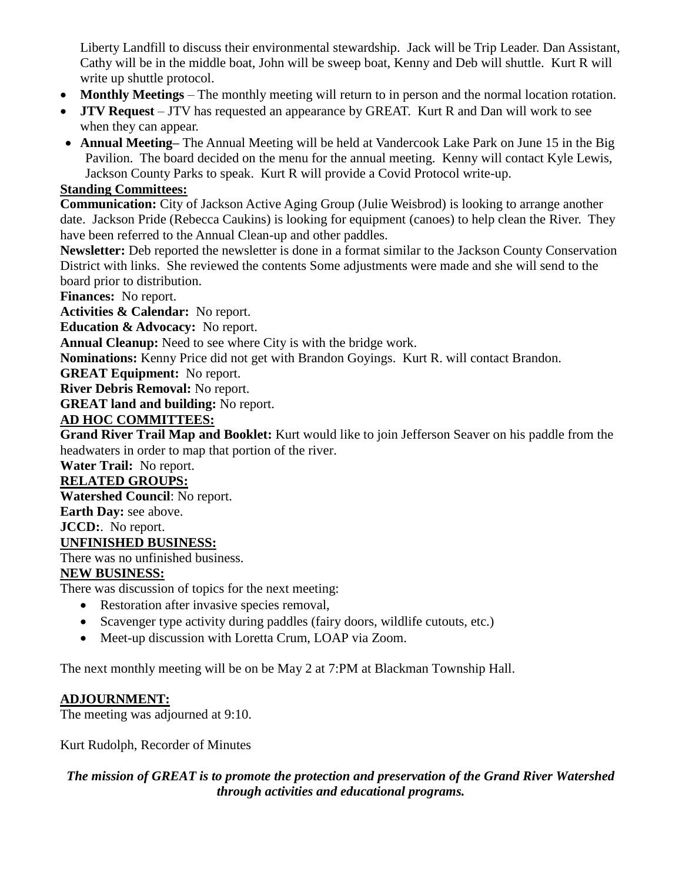Liberty Landfill to discuss their environmental stewardship. Jack will be Trip Leader. Dan Assistant, Cathy will be in the middle boat, John will be sweep boat, Kenny and Deb will shuttle. Kurt R will write up shuttle protocol.

- **Monthly Meetings** – The monthly meeting will return to in person and the normal location rotation.
- **JTV Request** – JTV has requested an appearance by GREAT. Kurt R and Dan will work to see when they can appear.
- **Annual Meeting–** The Annual Meeting will be held at Vandercook Lake Park on June 15 in the Big Pavilion. The board decided on the menu for the annual meeting. Kenny will contact Kyle Lewis, Jackson County Parks to speak. Kurt R will provide a Covid Protocol write-up.

**Standing Committees:**

**Communication:** City of Jackson Active Aging Group (Julie Weisbrod) is looking to arrange another date. Jackson Pride (Rebecca Caukins) is looking for equipment (canoes) to help clean the River. They have been referred to the Annual Clean-up and other paddles.

**Newsletter:** Deb reported the newsletter is done in a format similar to the Jackson County Conservation District with links. She reviewed the contents Some adjustments were made and she will send to the board prior to distribution.

**Finances:** No report.

**Activities & Calendar:** No report.

**Education & Advocacy:** No report.

**Annual Cleanup:** Need to see where City is with the bridge work.

**Nominations:** Kenny Price did not get with Brandon Goyings. Kurt R. will contact Brandon.

**GREAT Equipment:** No report.

**River Debris Removal:** No report.

**GREAT land and building:** No report.

**AD HOC COMMITTEES:**

**Grand River Trail Map and Booklet:** Kurt would like to join Jefferson Seaver on his paddle from the headwaters in order to map that portion of the river.

**Water Trail:** No report.

**RELATED GROUPS:**

**Watershed Council**: No report.

**Earth Day:** see above.

**JCCD:**. No report.

**UNFINISHED BUSINESS:**

There was no unfinished business.

**NEW BUSINESS:**

There was discussion of topics for the next meeting:

- Restoration after invasive species removal,
- Scavenger type activity during paddles (fairy doors, wildlife cutouts, etc.)
- Meet-up discussion with Loretta Crum, LOAP via Zoom.

The next monthly meeting will be on be May 2 at 7:PM at Blackman Township Hall.

**ADJOURNMENT:**

The meeting was adjourned at 9:10.

Kurt Rudolph, Recorder of Minutes

***The mission of GREAT is to promote the protection and preservation of the Grand River Watershed through activities and educational programs.***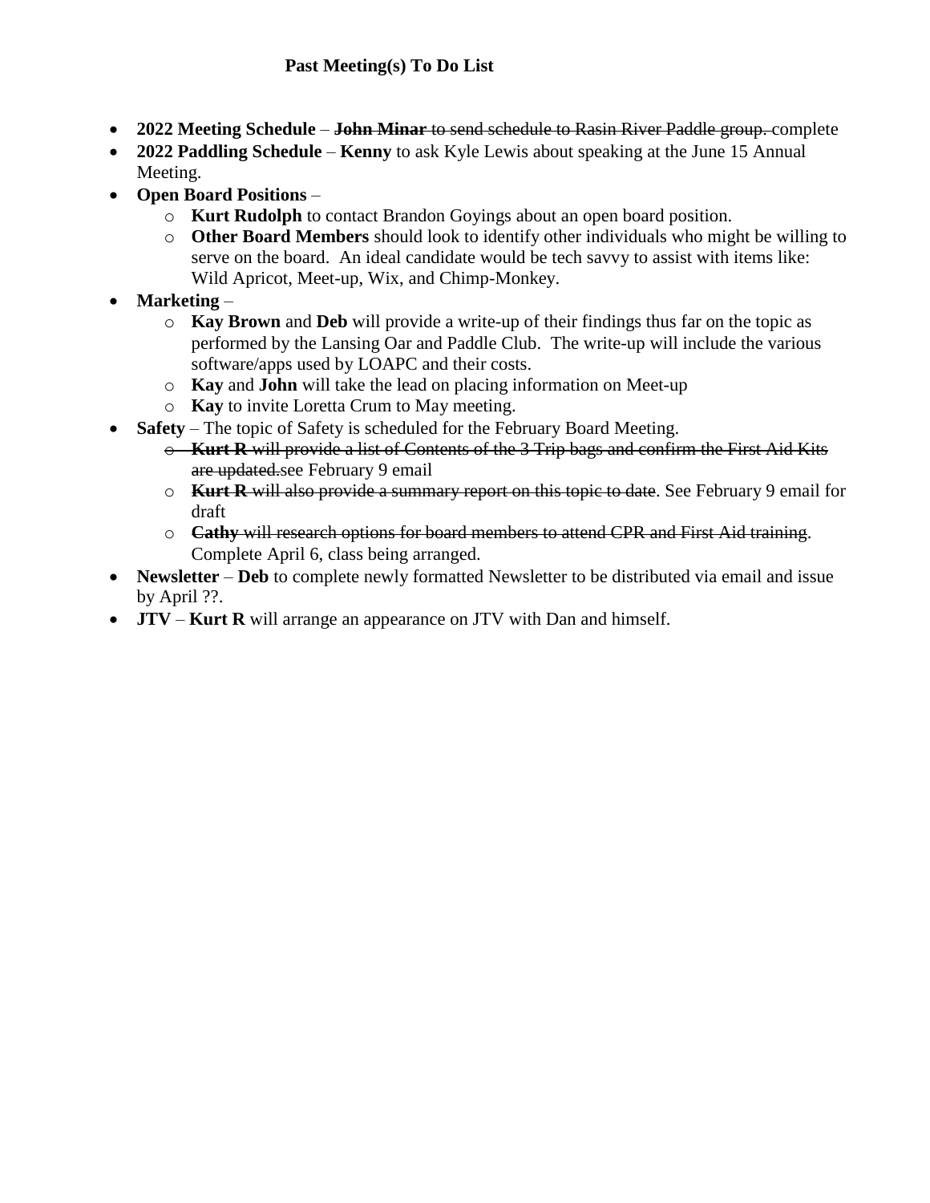**Past Meeting(s) To Do List**

- **2022 Meeting Schedule** – ~~**John Minar** to send schedule to Rasin River Paddle group.~~ complete
- **2022 Paddling Schedule** – **Kenny** to ask Kyle Lewis about speaking at the June 15 Annual Meeting.
- **Open Board Positions** –
  - **Kurt Rudolph** to contact Brandon Goyings about an open board position.
  - **Other Board Members** should look to identify other individuals who might be willing to serve on the board. An ideal candidate would be tech savvy to assist with items like: Wild Apricot, Meet-up, Wix, and Chimp-Monkey.
- **Marketing** –
  - **Kay Brown** and **Deb** will provide a write-up of their findings thus far on the topic as performed by the Lansing Oar and Paddle Club. The write-up will include the various software/apps used by LOAPC and their costs.
  - **Kay** and **John** will take the lead on placing information on Meet-up
  - **Kay** to invite Loretta Crum to May meeting.
- **Safety** – The topic of Safety is scheduled for the February Board Meeting.
  - ~~**Kurt R** will provide a list of Contents of the 3 Trip bags and confirm the First Aid Kits are updated.~~see February 9 email
  - ~~**Kurt R** will also provide a summary report on this topic to date~~. See February 9 email for draft
  - ~~**Cathy** will research options for board members to attend CPR and First Aid training~~. Complete April 6, class being arranged.
- **Newsletter** – **Deb** to complete newly formatted Newsletter to be distributed via email and issue by April ??.
- **JTV** – **Kurt R** will arrange an appearance on JTV with Dan and himself.